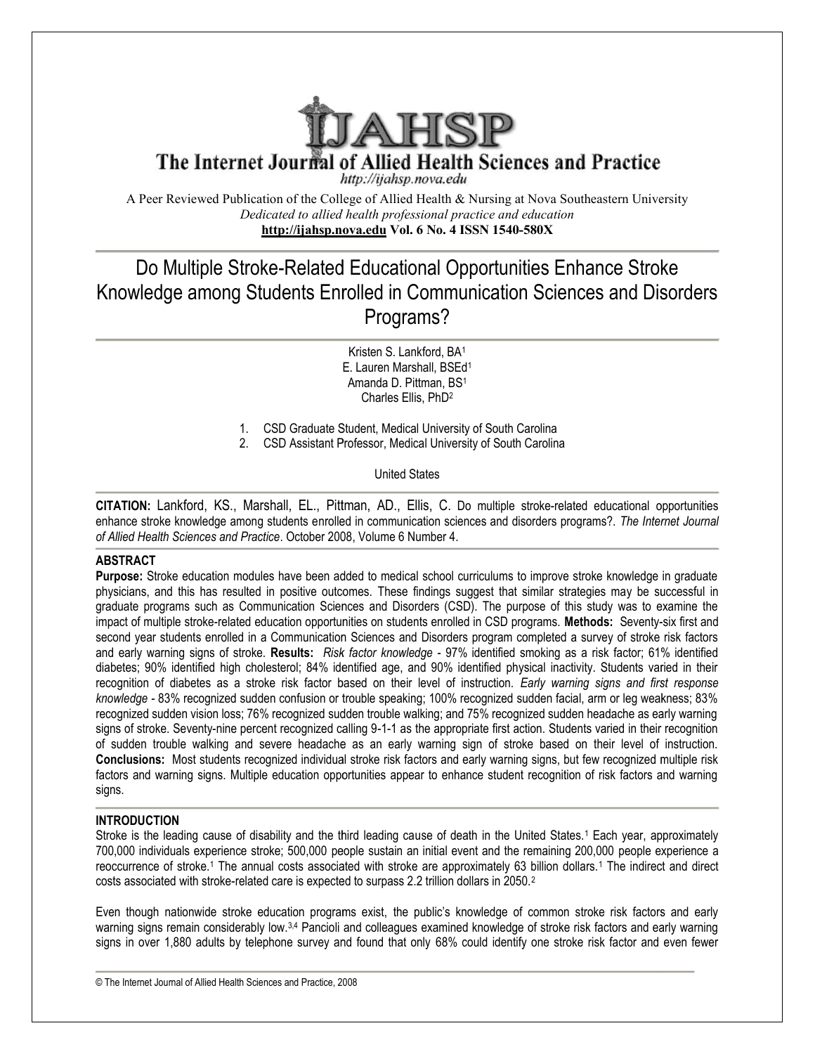# IJAHSP

## The Internet Journal of Allied Health Sciences and Practice

http://ijahsp.nova.edu

A Peer Reviewed Publication of the College of Allied Health & Nursing at Nova Southeastern University

*Dedicated to allied health professional practice and education*

**http://ijahsp.nova.edu Vol. 6 No. 4 ISSN 1540-580X**

# Do Multiple Stroke-Related Educational Opportunities Enhance Stroke Knowledge among Students Enrolled in Communication Sciences and Disorders Programs?

Kristen S. Lankford, BA[1]
E. Lauren Marshall, BSEd[1]
Amanda D. Pittman, BS[1]
Charles Ellis, PhD[2]

1. CSD Graduate Student, Medical University of South Carolina
2. CSD Assistant Professor, Medical University of South Carolina

United States

**CITATION:** Lankford, KS., Marshall, EL., Pittman, AD., Ellis, C. Do multiple stroke-related educational opportunities enhance stroke knowledge among students enrolled in communication sciences and disorders programs?. *The Internet Journal of Allied Health Sciences and Practice*. October 2008, Volume 6 Number 4.

## ABSTRACT

**Purpose:** Stroke education modules have been added to medical school curriculums to improve stroke knowledge in graduate physicians, and this has resulted in positive outcomes. These findings suggest that similar strategies may be successful in graduate programs such as Communication Sciences and Disorders (CSD). The purpose of this study was to examine the impact of multiple stroke-related education opportunities on students enrolled in CSD programs. **Methods:** Seventy-six first and second year students enrolled in a Communication Sciences and Disorders program completed a survey of stroke risk factors and early warning signs of stroke. **Results:** *Risk factor knowledge* - 97% identified smoking as a risk factor; 61% identified diabetes; 90% identified high cholesterol; 84% identified age, and 90% identified physical inactivity. Students varied in their recognition of diabetes as a stroke risk factor based on their level of instruction. *Early warning signs and first response knowledge* - 83% recognized sudden confusion or trouble speaking; 100% recognized sudden facial, arm or leg weakness; 83% recognized sudden vision loss; 76% recognized sudden trouble walking; and 75% recognized sudden headache as early warning signs of stroke. Seventy-nine percent recognized calling 9-1-1 as the appropriate first action. Students varied in their recognition of sudden trouble walking and severe headache as an early warning sign of stroke based on their level of instruction. **Conclusions:** Most students recognized individual stroke risk factors and early warning signs, but few recognized multiple risk factors and warning signs. Multiple education opportunities appear to enhance student recognition of risk factors and warning signs.

## INTRODUCTION

Stroke is the leading cause of disability and the third leading cause of death in the United States.[1] Each year, approximately 700,000 individuals experience stroke; 500,000 people sustain an initial event and the remaining 200,000 people experience a reoccurrence of stroke.[1] The annual costs associated with stroke are approximately 63 billion dollars.[1] The indirect and direct costs associated with stroke-related care is expected to surpass 2.2 trillion dollars in 2050.[2]

Even though nationwide stroke education programs exist, the public's knowledge of common stroke risk factors and early warning signs remain considerably low.[3,4] Pancioli and colleagues examined knowledge of stroke risk factors and early warning signs in over 1,880 adults by telephone survey and found that only 68% could identify one stroke risk factor and even fewer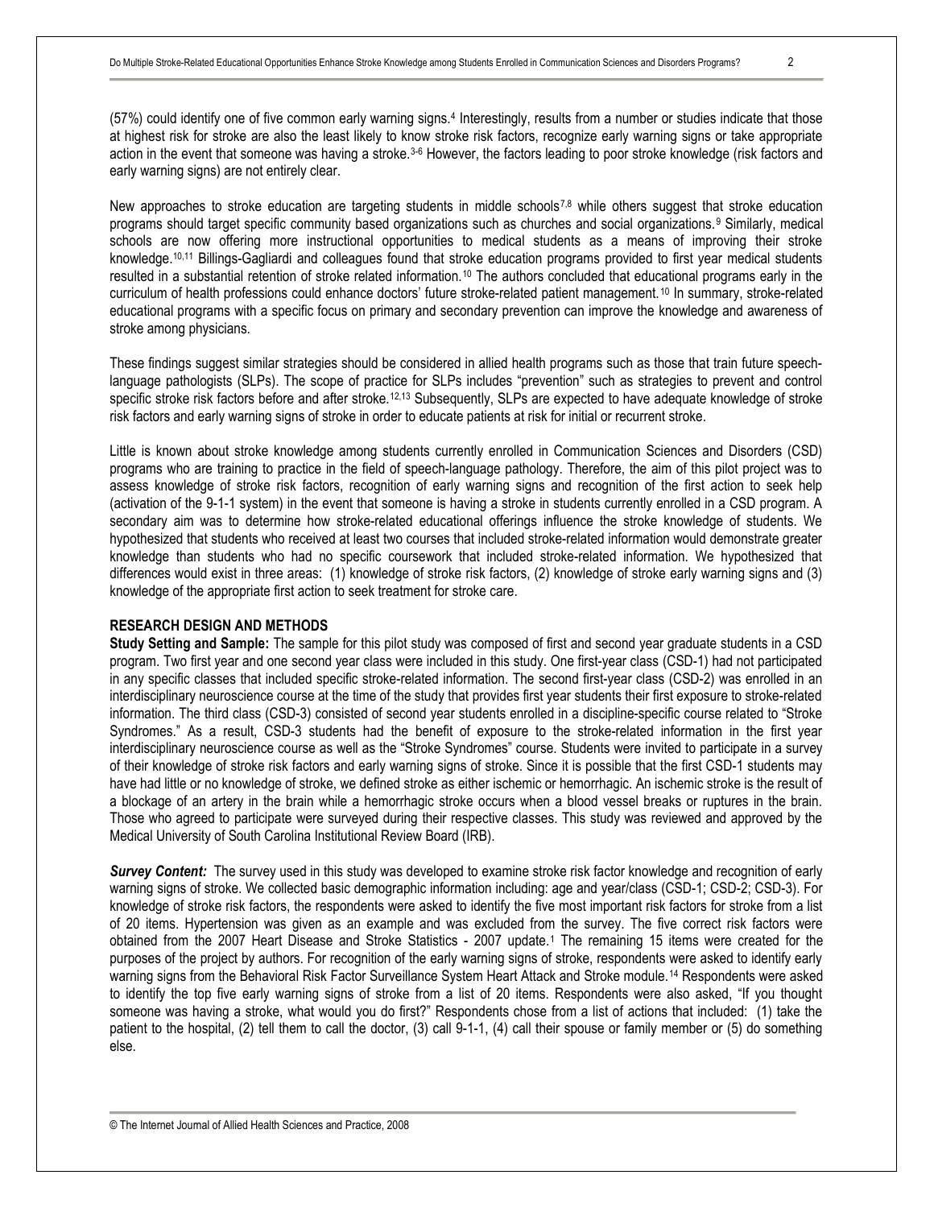(57%) could identify one of five common early warning signs.[4] Interestingly, results from a number or studies indicate that those at highest risk for stroke are also the least likely to know stroke risk factors, recognize early warning signs or take appropriate action in the event that someone was having a stroke.[3-6] However, the factors leading to poor stroke knowledge (risk factors and early warning signs) are not entirely clear.

New approaches to stroke education are targeting students in middle schools[7,8] while others suggest that stroke education programs should target specific community based organizations such as churches and social organizations.[9] Similarly, medical schools are now offering more instructional opportunities to medical students as a means of improving their stroke knowledge.[10,11] Billings-Gagliardi and colleagues found that stroke education programs provided to first year medical students resulted in a substantial retention of stroke related information.[10] The authors concluded that educational programs early in the curriculum of health professions could enhance doctors' future stroke-related patient management.[10] In summary, stroke-related educational programs with a specific focus on primary and secondary prevention can improve the knowledge and awareness of stroke among physicians.

These findings suggest similar strategies should be considered in allied health programs such as those that train future speech-language pathologists (SLPs). The scope of practice for SLPs includes "prevention" such as strategies to prevent and control specific stroke risk factors before and after stroke.[12,13] Subsequently, SLPs are expected to have adequate knowledge of stroke risk factors and early warning signs of stroke in order to educate patients at risk for initial or recurrent stroke.

Little is known about stroke knowledge among students currently enrolled in Communication Sciences and Disorders (CSD) programs who are training to practice in the field of speech-language pathology. Therefore, the aim of this pilot project was to assess knowledge of stroke risk factors, recognition of early warning signs and recognition of the first action to seek help (activation of the 9-1-1 system) in the event that someone is having a stroke in students currently enrolled in a CSD program. A secondary aim was to determine how stroke-related educational offerings influence the stroke knowledge of students. We hypothesized that students who received at least two courses that included stroke-related information would demonstrate greater knowledge than students who had no specific coursework that included stroke-related information. We hypothesized that differences would exist in three areas: (1) knowledge of stroke risk factors, (2) knowledge of stroke early warning signs and (3) knowledge of the appropriate first action to seek treatment for stroke care.

## RESEARCH DESIGN AND METHODS

**Study Setting and Sample:** The sample for this pilot study was composed of first and second year graduate students in a CSD program. Two first year and one second year class were included in this study. One first-year class (CSD-1) had not participated in any specific classes that included specific stroke-related information. The second first-year class (CSD-2) was enrolled in an interdisciplinary neuroscience course at the time of the study that provides first year students their first exposure to stroke-related information. The third class (CSD-3) consisted of second year students enrolled in a discipline-specific course related to "Stroke Syndromes." As a result, CSD-3 students had the benefit of exposure to the stroke-related information in the first year interdisciplinary neuroscience course as well as the "Stroke Syndromes" course. Students were invited to participate in a survey of their knowledge of stroke risk factors and early warning signs of stroke. Since it is possible that the first CSD-1 students may have had little or no knowledge of stroke, we defined stroke as either ischemic or hemorrhagic. An ischemic stroke is the result of a blockage of an artery in the brain while a hemorrhagic stroke occurs when a blood vessel breaks or ruptures in the brain. Those who agreed to participate were surveyed during their respective classes. This study was reviewed and approved by the Medical University of South Carolina Institutional Review Board (IRB).

***Survey Content:*** The survey used in this study was developed to examine stroke risk factor knowledge and recognition of early warning signs of stroke. We collected basic demographic information including: age and year/class (CSD-1; CSD-2; CSD-3). For knowledge of stroke risk factors, the respondents were asked to identify the five most important risk factors for stroke from a list of 20 items. Hypertension was given as an example and was excluded from the survey. The five correct risk factors were obtained from the 2007 Heart Disease and Stroke Statistics - 2007 update.[1] The remaining 15 items were created for the purposes of the project by authors. For recognition of the early warning signs of stroke, respondents were asked to identify early warning signs from the Behavioral Risk Factor Surveillance System Heart Attack and Stroke module.[14] Respondents were asked to identify the top five early warning signs of stroke from a list of 20 items. Respondents were also asked, "If you thought someone was having a stroke, what would you do first?" Respondents chose from a list of actions that included: (1) take the patient to the hospital, (2) tell them to call the doctor, (3) call 9-1-1, (4) call their spouse or family member or (5) do something else.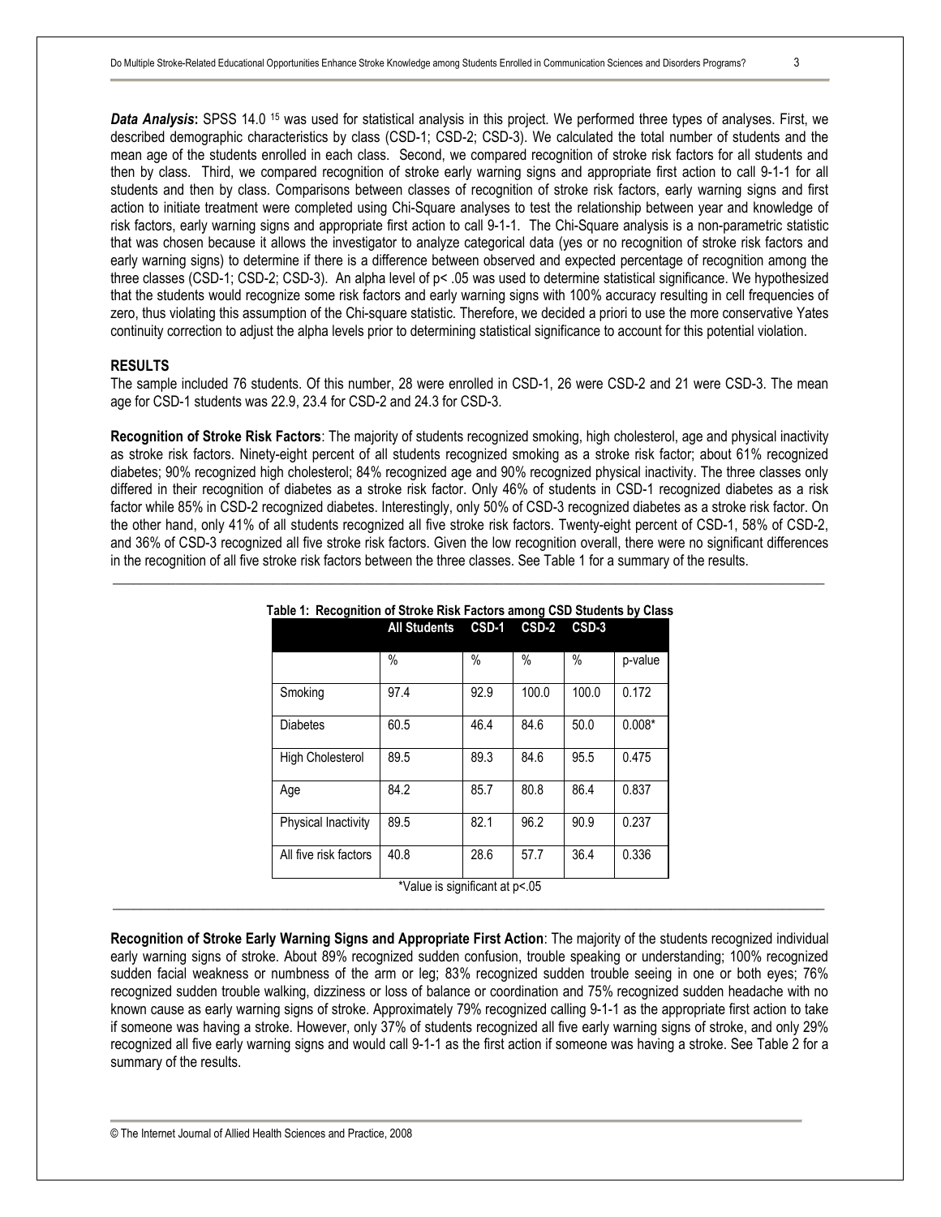***Data Analysis*****:** SPSS 14.0 [15] was used for statistical analysis in this project. We performed three types of analyses. First, we described demographic characteristics by class (CSD-1; CSD-2; CSD-3). We calculated the total number of students and the mean age of the students enrolled in each class. Second, we compared recognition of stroke risk factors for all students and then by class. Third, we compared recognition of stroke early warning signs and appropriate first action to call 9-1-1 for all students and then by class. Comparisons between classes of recognition of stroke risk factors, early warning signs and first action to initiate treatment were completed using Chi-Square analyses to test the relationship between year and knowledge of risk factors, early warning signs and appropriate first action to call 9-1-1. The Chi-Square analysis is a non-parametric statistic that was chosen because it allows the investigator to analyze categorical data (yes or no recognition of stroke risk factors and early warning signs) to determine if there is a difference between observed and expected percentage of recognition among the three classes (CSD-1; CSD-2; CSD-3). An alpha level of $p < .05$ was used to determine statistical significance. We hypothesized that the students would recognize some risk factors and early warning signs with 100% accuracy resulting in cell frequencies of zero, thus violating this assumption of the Chi-square statistic. Therefore, we decided a priori to use the more conservative Yates continuity correction to adjust the alpha levels prior to determining statistical significance to account for this potential violation.

## RESULTS

The sample included 76 students. Of this number, 28 were enrolled in CSD-1, 26 were CSD-2 and 21 were CSD-3. The mean age for CSD-1 students was 22.9, 23.4 for CSD-2 and 24.3 for CSD-3.

**Recognition of Stroke Risk Factors**: The majority of students recognized smoking, high cholesterol, age and physical inactivity as stroke risk factors. Ninety-eight percent of all students recognized smoking as a stroke risk factor; about 61% recognized diabetes; 90% recognized high cholesterol; 84% recognized age and 90% recognized physical inactivity. The three classes only differed in their recognition of diabetes as a stroke risk factor. Only 46% of students in CSD-1 recognized diabetes as a risk factor while 85% in CSD-2 recognized diabetes. Interestingly, only 50% of CSD-3 recognized diabetes as a stroke risk factor. On the other hand, only 41% of all students recognized all five stroke risk factors. Twenty-eight percent of CSD-1, 58% of CSD-2, and 36% of CSD-3 recognized all five stroke risk factors. Given the low recognition overall, there were no significant differences in the recognition of all five stroke risk factors between the three classes. See Table 1 for a summary of the results.

**Table 1: Recognition of Stroke Risk Factors among CSD Students by Class**

| | All Students | CSD-1 | CSD-2 | CSD-3 | |
|---|---|---|---|---|---|
| | % | % | % | % | p-value |
| Smoking | 97.4 | 92.9 | 100.0 | 100.0 | 0.172 |
| Diabetes | 60.5 | 46.4 | 84.6 | 50.0 | 0.008* |
| High Cholesterol | 89.5 | 89.3 | 84.6 | 95.5 | 0.475 |
| Age | 84.2 | 85.7 | 80.8 | 86.4 | 0.837 |
| Physical Inactivity | 89.5 | 82.1 | 96.2 | 90.9 | 0.237 |
| All five risk factors | 40.8 | 28.6 | 57.7 | 36.4 | 0.336 |

*Value is significant at $p<.05$

**Recognition of Stroke Early Warning Signs and Appropriate First Action**: The majority of the students recognized individual early warning signs of stroke. About 89% recognized sudden confusion, trouble speaking or understanding; 100% recognized sudden facial weakness or numbness of the arm or leg; 83% recognized sudden trouble seeing in one or both eyes; 76% recognized sudden trouble walking, dizziness or loss of balance or coordination and 75% recognized sudden headache with no known cause as early warning signs of stroke. Approximately 79% recognized calling 9-1-1 as the appropriate first action to take if someone was having a stroke. However, only 37% of students recognized all five early warning signs of stroke, and only 29% recognized all five early warning signs and would call 9-1-1 as the first action if someone was having a stroke. See Table 2 for a summary of the results.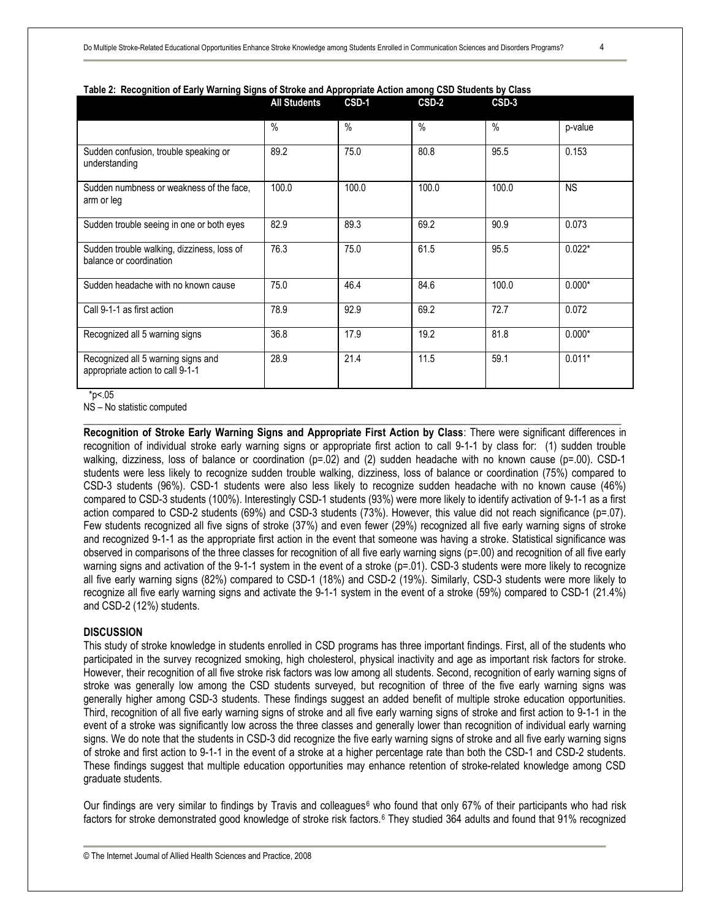**Table 2: Recognition of Early Warning Signs of Stroke and Appropriate Action among CSD Students by Class**

| | All Students | CSD-1 | CSD-2 | CSD-3 | |
|---|---|---|---|---|---|
| | % | % | % | % | p-value |
| Sudden confusion, trouble speaking or understanding | 89.2 | 75.0 | 80.8 | 95.5 | 0.153 |
| Sudden numbness or weakness of the face, arm or leg | 100.0 | 100.0 | 100.0 | 100.0 | NS |
| Sudden trouble seeing in one or both eyes | 82.9 | 89.3 | 69.2 | 90.9 | 0.073 |
| Sudden trouble walking, dizziness, loss of balance or coordination | 76.3 | 75.0 | 61.5 | 95.5 | 0.022* |
| Sudden headache with no known cause | 75.0 | 46.4 | 84.6 | 100.0 | 0.000* |
| Call 9-1-1 as first action | 78.9 | 92.9 | 69.2 | 72.7 | 0.072 |
| Recognized all 5 warning signs | 36.8 | 17.9 | 19.2 | 81.8 | 0.000* |
| Recognized all 5 warning signs and appropriate action to call 9-1-1 | 28.9 | 21.4 | 11.5 | 59.1 | 0.011* |

*p<.05

NS – No statistic computed

**Recognition of Stroke Early Warning Signs and Appropriate First Action by Class**: There were significant differences in recognition of individual stroke early warning signs or appropriate first action to call 9-1-1 by class for: (1) sudden trouble walking, dizziness, loss of balance or coordination (p=.02) and (2) sudden headache with no known cause (p=.00). CSD-1 students were less likely to recognize sudden trouble walking, dizziness, loss of balance or coordination (75%) compared to CSD-3 students (96%). CSD-1 students were also less likely to recognize sudden headache with no known cause (46%) compared to CSD-3 students (100%). Interestingly CSD-1 students (93%) were more likely to identify activation of 9-1-1 as a first action compared to CSD-2 students (69%) and CSD-3 students (73%). However, this value did not reach significance (p=.07). Few students recognized all five signs of stroke (37%) and even fewer (29%) recognized all five early warning signs of stroke and recognized 9-1-1 as the appropriate first action in the event that someone was having a stroke. Statistical significance was observed in comparisons of the three classes for recognition of all five early warning signs (p=.00) and recognition of all five early warning signs and activation of the 9-1-1 system in the event of a stroke (p=.01). CSD-3 students were more likely to recognize all five early warning signs (82%) compared to CSD-1 (18%) and CSD-2 (19%). Similarly, CSD-3 students were more likely to recognize all five early warning signs and activate the 9-1-1 system in the event of a stroke (59%) compared to CSD-1 (21.4%) and CSD-2 (12%) students.

## DISCUSSION

This study of stroke knowledge in students enrolled in CSD programs has three important findings. First, all of the students who participated in the survey recognized smoking, high cholesterol, physical inactivity and age as important risk factors for stroke. However, their recognition of all five stroke risk factors was low among all students. Second, recognition of early warning signs of stroke was generally low among the CSD students surveyed, but recognition of three of the five early warning signs was generally higher among CSD-3 students. These findings suggest an added benefit of multiple stroke education opportunities. Third, recognition of all five early warning signs of stroke and all five early warning signs of stroke and first action to 9-1-1 in the event of a stroke was significantly low across the three classes and generally lower than recognition of individual early warning signs. We do note that the students in CSD-3 did recognize the five early warning signs of stroke and all five early warning signs of stroke and first action to 9-1-1 in the event of a stroke at a higher percentage rate than both the CSD-1 and CSD-2 students. These findings suggest that multiple education opportunities may enhance retention of stroke-related knowledge among CSD graduate students.

Our findings are very similar to findings by Travis and colleagues[6] who found that only 67% of their participants who had risk factors for stroke demonstrated good knowledge of stroke risk factors.[6] They studied 364 adults and found that 91% recognized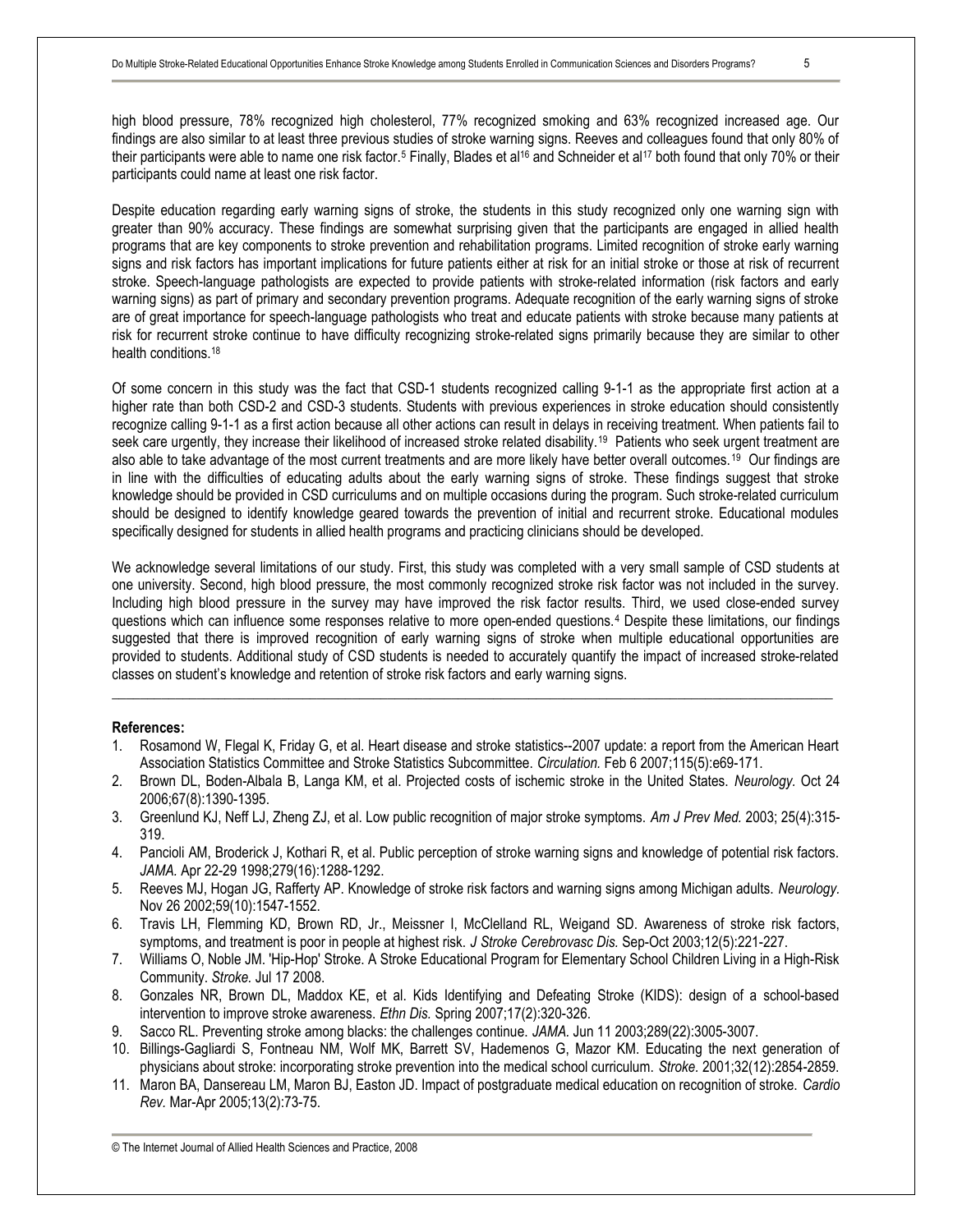high blood pressure, 78% recognized high cholesterol, 77% recognized smoking and 63% recognized increased age. Our findings are also similar to at least three previous studies of stroke warning signs. Reeves and colleagues found that only 80% of their participants were able to name one risk factor.[5] Finally, Blades et al[16] and Schneider et al[17] both found that only 70% or their participants could name at least one risk factor.

Despite education regarding early warning signs of stroke, the students in this study recognized only one warning sign with greater than 90% accuracy. These findings are somewhat surprising given that the participants are engaged in allied health programs that are key components to stroke prevention and rehabilitation programs. Limited recognition of stroke early warning signs and risk factors has important implications for future patients either at risk for an initial stroke or those at risk of recurrent stroke. Speech-language pathologists are expected to provide patients with stroke-related information (risk factors and early warning signs) as part of primary and secondary prevention programs. Adequate recognition of the early warning signs of stroke are of great importance for speech-language pathologists who treat and educate patients with stroke because many patients at risk for recurrent stroke continue to have difficulty recognizing stroke-related signs primarily because they are similar to other health conditions.[18]

Of some concern in this study was the fact that CSD-1 students recognized calling 9-1-1 as the appropriate first action at a higher rate than both CSD-2 and CSD-3 students. Students with previous experiences in stroke education should consistently recognize calling 9-1-1 as a first action because all other actions can result in delays in receiving treatment. When patients fail to seek care urgently, they increase their likelihood of increased stroke related disability.[19] Patients who seek urgent treatment are also able to take advantage of the most current treatments and are more likely have better overall outcomes.[19] Our findings are in line with the difficulties of educating adults about the early warning signs of stroke. These findings suggest that stroke knowledge should be provided in CSD curriculums and on multiple occasions during the program. Such stroke-related curriculum should be designed to identify knowledge geared towards the prevention of initial and recurrent stroke. Educational modules specifically designed for students in allied health programs and practicing clinicians should be developed.

We acknowledge several limitations of our study. First, this study was completed with a very small sample of CSD students at one university. Second, high blood pressure, the most commonly recognized stroke risk factor was not included in the survey. Including high blood pressure in the survey may have improved the risk factor results. Third, we used close-ended survey questions which can influence some responses relative to more open-ended questions.[4] Despite these limitations, our findings suggested that there is improved recognition of early warning signs of stroke when multiple educational opportunities are provided to students. Additional study of CSD students is needed to accurately quantify the impact of increased stroke-related classes on student's knowledge and retention of stroke risk factors and early warning signs.

---

**References:**

1. Rosamond W, Flegal K, Friday G, et al. Heart disease and stroke statistics--2007 update: a report from the American Heart Association Statistics Committee and Stroke Statistics Subcommittee. *Circulation.* Feb 6 2007;115(5):e69-171.
2. Brown DL, Boden-Albala B, Langa KM, et al. Projected costs of ischemic stroke in the United States. *Neurology.* Oct 24 2006;67(8):1390-1395.
3. Greenlund KJ, Neff LJ, Zheng ZJ, et al. Low public recognition of major stroke symptoms. *Am J Prev Med.* 2003; 25(4):315-319.
4. Pancioli AM, Broderick J, Kothari R, et al. Public perception of stroke warning signs and knowledge of potential risk factors. *JAMA.* Apr 22-29 1998;279(16):1288-1292.
5. Reeves MJ, Hogan JG, Rafferty AP. Knowledge of stroke risk factors and warning signs among Michigan adults. *Neurology.* Nov 26 2002;59(10):1547-1552.
6. Travis LH, Flemming KD, Brown RD, Jr., Meissner I, McClelland RL, Weigand SD. Awareness of stroke risk factors, symptoms, and treatment is poor in people at highest risk. *J Stroke Cerebrovasc Dis.* Sep-Oct 2003;12(5):221-227.
7. Williams O, Noble JM. 'Hip-Hop' Stroke. A Stroke Educational Program for Elementary School Children Living in a High-Risk Community. *Stroke.* Jul 17 2008.
8. Gonzales NR, Brown DL, Maddox KE, et al. Kids Identifying and Defeating Stroke (KIDS): design of a school-based intervention to improve stroke awareness. *Ethn Dis.* Spring 2007;17(2):320-326.
9. Sacco RL. Preventing stroke among blacks: the challenges continue. *JAMA.* Jun 11 2003;289(22):3005-3007.
10. Billings-Gagliardi S, Fontneau NM, Wolf MK, Barrett SV, Hademenos G, Mazor KM. Educating the next generation of physicians about stroke: incorporating stroke prevention into the medical school curriculum. *Stroke.* 2001;32(12):2854-2859.
11. Maron BA, Dansereau LM, Maron BJ, Easton JD. Impact of postgraduate medical education on recognition of stroke. *Cardio Rev.* Mar-Apr 2005;13(2):73-75.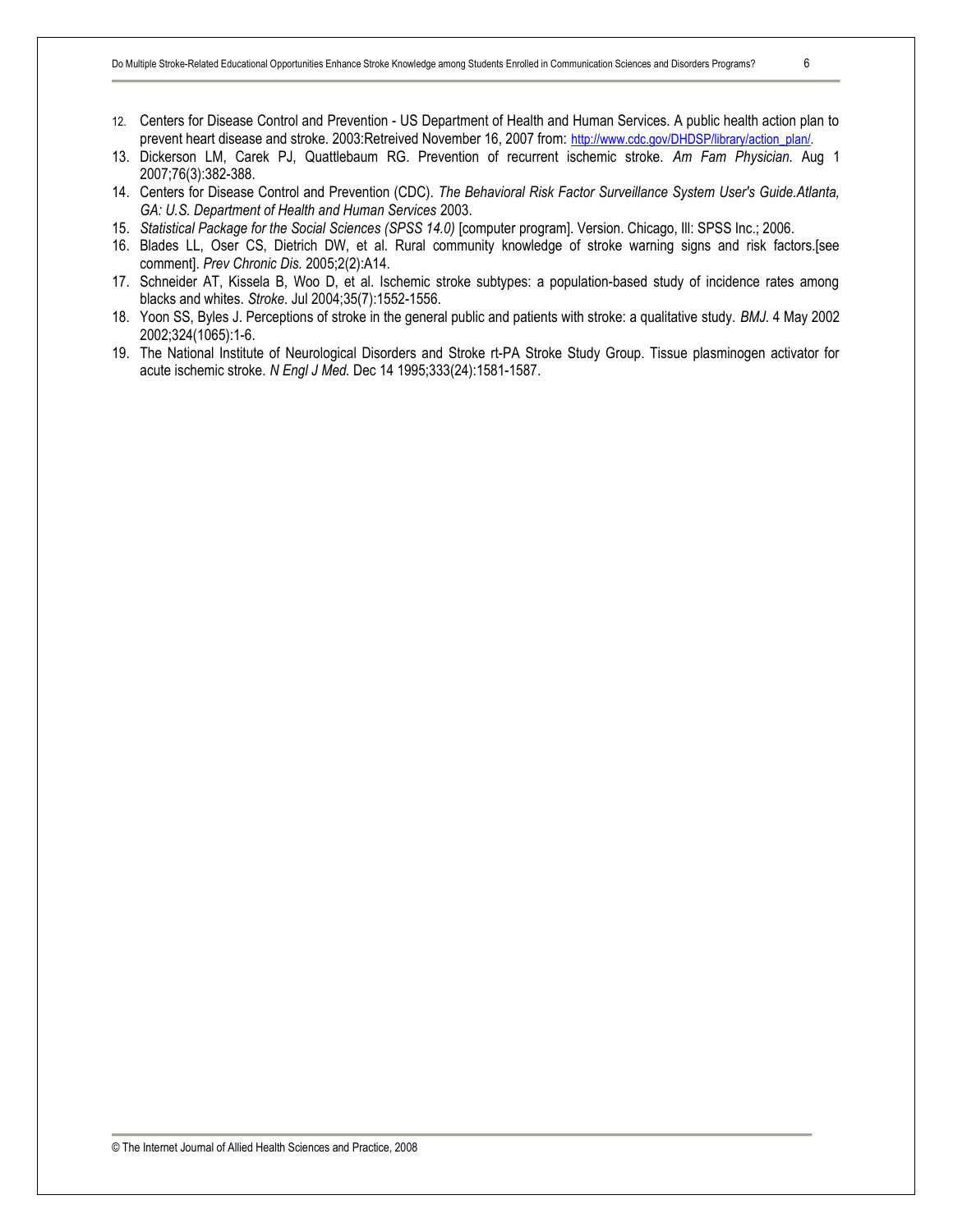12. Centers for Disease Control and Prevention - US Department of Health and Human Services. A public health action plan to prevent heart disease and stroke. 2003:Retreived November 16, 2007 from: http://www.cdc.gov/DHDSP/library/action_plan/.
13. Dickerson LM, Carek PJ, Quattlebaum RG. Prevention of recurrent ischemic stroke. *Am Fam Physician.* Aug 1 2007;76(3):382-388.
14. Centers for Disease Control and Prevention (CDC). *The Behavioral Risk Factor Surveillance System User's Guide.Atlanta, GA: U.S. Department of Health and Human Services* 2003.
15. *Statistical Package for the Social Sciences (SPSS 14.0)* [computer program]. Version. Chicago, Ill: SPSS Inc.; 2006.
16. Blades LL, Oser CS, Dietrich DW, et al. Rural community knowledge of stroke warning signs and risk factors.[see comment]. *Prev Chronic Dis.* 2005;2(2):A14.
17. Schneider AT, Kissela B, Woo D, et al. Ischemic stroke subtypes: a population-based study of incidence rates among blacks and whites. *Stroke.* Jul 2004;35(7):1552-1556.
18. Yoon SS, Byles J. Perceptions of stroke in the general public and patients with stroke: a qualitative study. *BMJ.* 4 May 2002 2002;324(1065):1-6.
19. The National Institute of Neurological Disorders and Stroke rt-PA Stroke Study Group. Tissue plasminogen activator for acute ischemic stroke. *N Engl J Med.* Dec 14 1995;333(24):1581-1587.